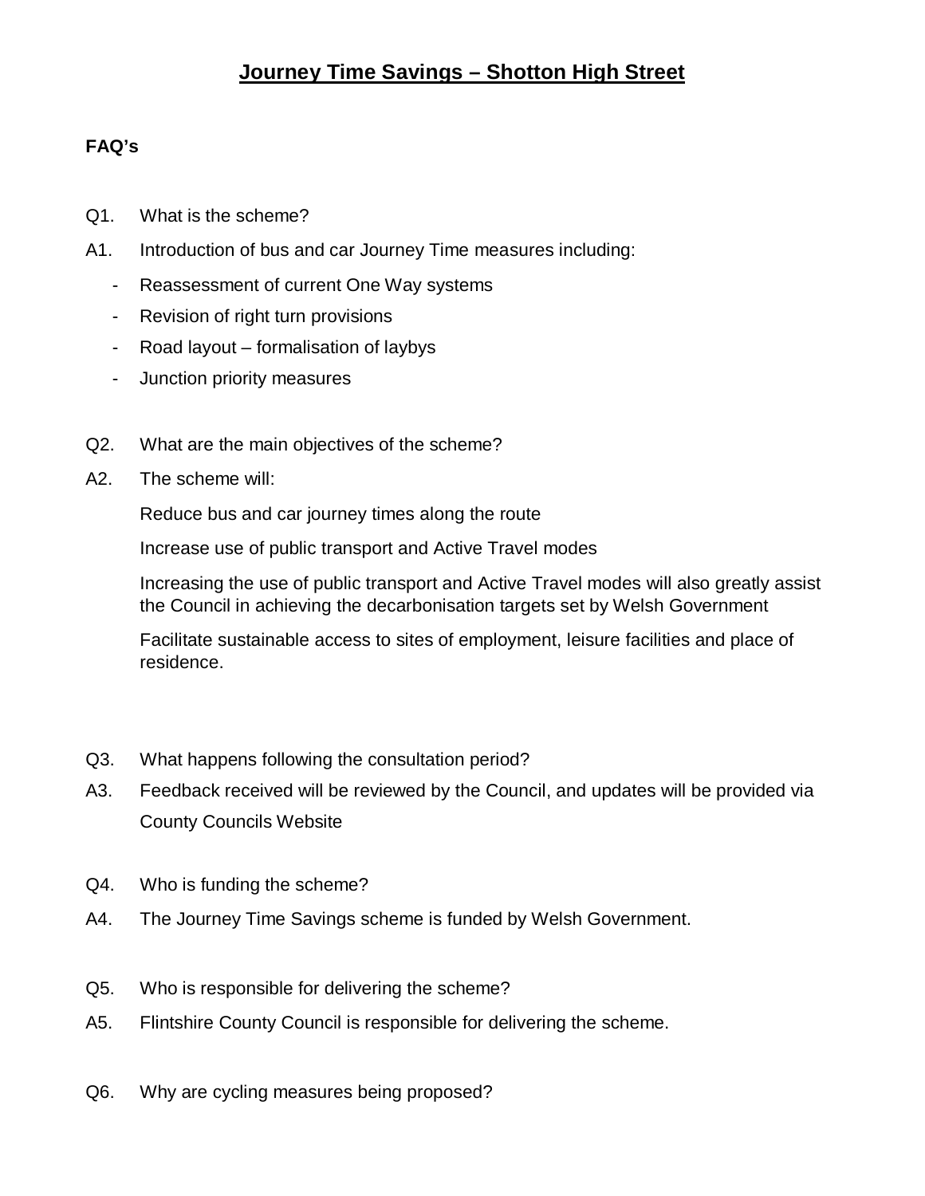# Journey Time Savings – Shotton High Street

**FAQ's**

Q1. What is the scheme?

A1. Introduction of bus and car Journey Time measures including:

- Reassessment of current One Way systems
- Revision of right turn provisions
- Road layout – formalisation of laybys
- Junction priority measures

Q2. What are the main objectives of the scheme?

A2. The scheme will:

Reduce bus and car journey times along the route

Increase use of public transport and Active Travel modes

Increasing the use of public transport and Active Travel modes will also greatly assist the Council in achieving the decarbonisation targets set by Welsh Government

Facilitate sustainable access to sites of employment, leisure facilities and place of residence.

Q3. What happens following the consultation period?

A3. Feedback received will be reviewed by the Council, and updates will be provided via County Councils Website

Q4. Who is funding the scheme?

A4. The Journey Time Savings scheme is funded by Welsh Government.

Q5. Who is responsible for delivering the scheme?

A5. Flintshire County Council is responsible for delivering the scheme.

Q6. Why are cycling measures being proposed?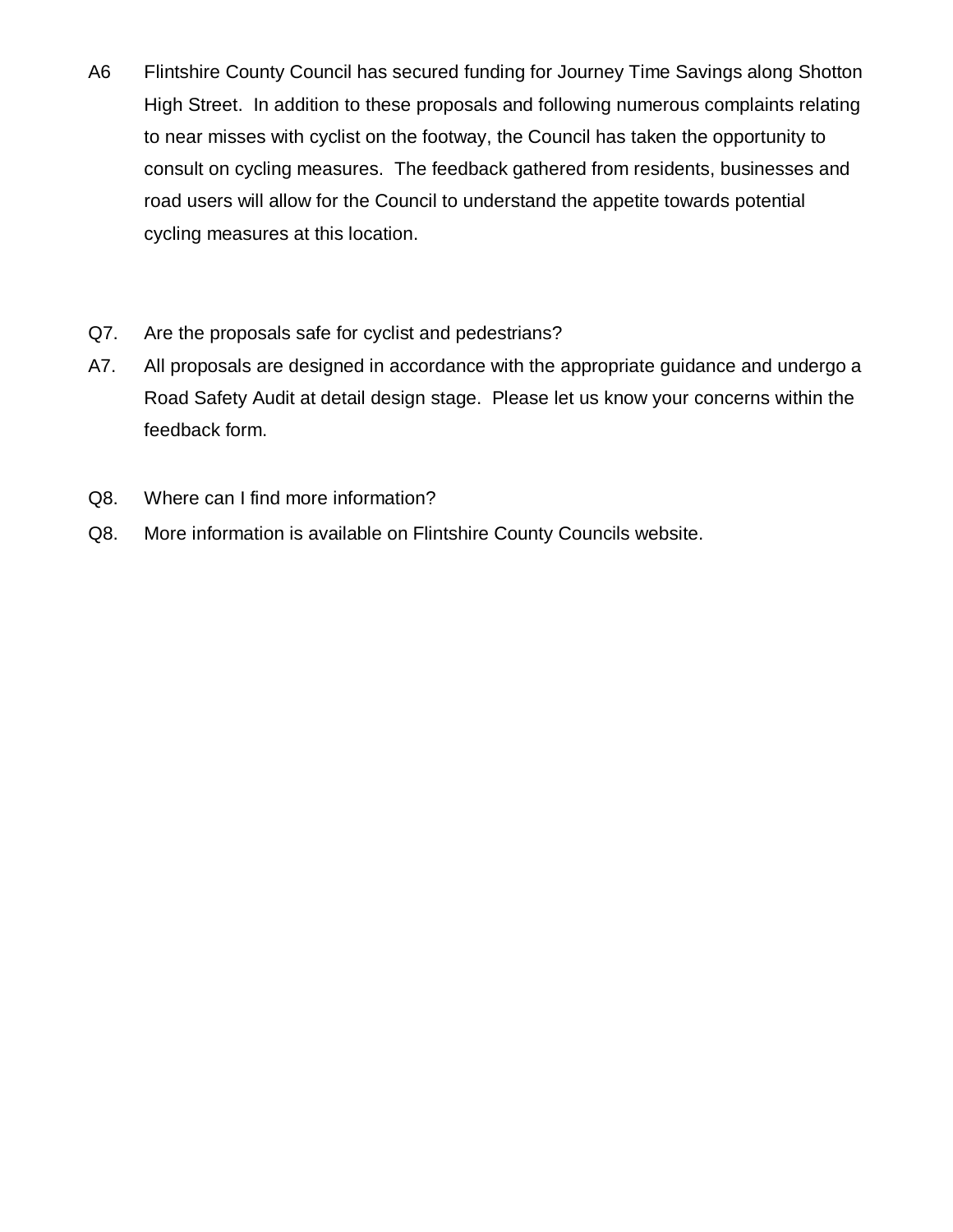A6 Flintshire County Council has secured funding for Journey Time Savings along Shotton High Street. In addition to these proposals and following numerous complaints relating to near misses with cyclist on the footway, the Council has taken the opportunity to consult on cycling measures. The feedback gathered from residents, businesses and road users will allow for the Council to understand the appetite towards potential cycling measures at this location.

Q7. Are the proposals safe for cyclist and pedestrians?

A7. All proposals are designed in accordance with the appropriate guidance and undergo a Road Safety Audit at detail design stage. Please let us know your concerns within the feedback form.

Q8. Where can I find more information?

Q8. More information is available on Flintshire County Councils website.